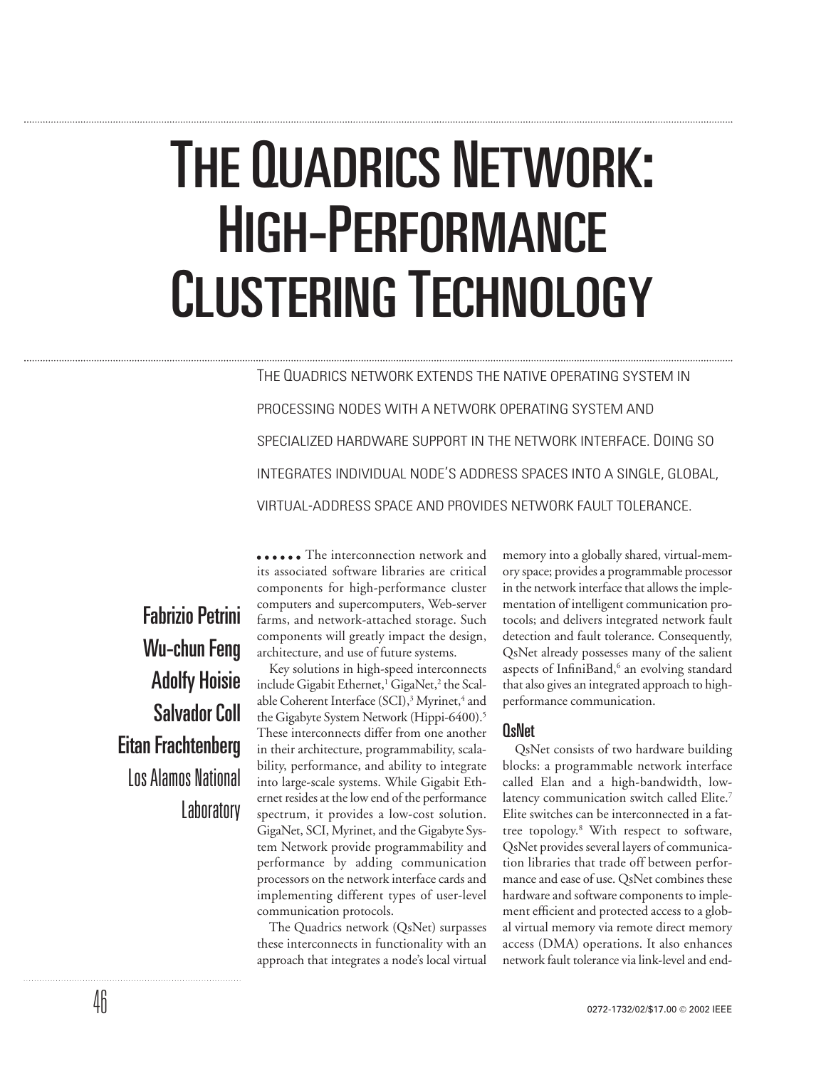# The Quadrics Network: High-Performance Clustering Technology

THE QUADRICS NETWORK EXTENDS THE NATIVE OPERATING SYSTEM IN PROCESSING NODES WITH A NETWORK OPERATING SYSTEM AND SPECIALIZED HARDWARE SUPPORT IN THE NETWORK INTERFACE. DOING SO INTEGRATES INDIVIDUAL NODE'S ADDRESS SPACES INTO A SINGLE, GLOBAL, VIRTUAL-ADDRESS SPACE AND PROVIDES NETWORK FAULT TOLERANCE.

**Fabrizio Petrini**
**Wu-chun Feng**
**Adolfy Hoisie**
**Salvador Coll**
**Eitan Frachtenberg**
Los Alamos National Laboratory

The interconnection network and its associated software libraries are critical components for high-performance cluster computers and supercomputers, Web-server farms, and network-attached storage. Such components will greatly impact the design, architecture, and use of future systems.

Key solutions in high-speed interconnects include Gigabit Ethernet,[1] GigaNet,[2] the Scalable Coherent Interface (SCI),[3] Myrinet,[4] and the Gigabyte System Network (Hippi-6400).[5] These interconnects differ from one another in their architecture, programmability, scalability, performance, and ability to integrate into large-scale systems. While Gigabit Ethernet resides at the low end of the performance spectrum, it provides a low-cost solution. GigaNet, SCI, Myrinet, and the Gigabyte System Network provide programmability and performance by adding communication processors on the network interface cards and implementing different types of user-level communication protocols.

The Quadrics network (QsNet) surpasses these interconnects in functionality with an approach that integrates a node's local virtual memory into a globally shared, virtual-memory space; provides a programmable processor in the network interface that allows the implementation of intelligent communication protocols; and delivers integrated network fault detection and fault tolerance. Consequently, QsNet already possesses many of the salient aspects of InfiniBand,[6] an evolving standard that also gives an integrated approach to high-performance communication.

## QsNet

QsNet consists of two hardware building blocks: a programmable network interface called Elan and a high-bandwidth, low-latency communication switch called Elite.[7] Elite switches can be interconnected in a fat-tree topology.[8] With respect to software, QsNet provides several layers of communication libraries that trade off between performance and ease of use. QsNet combines these hardware and software components to implement efficient and protected access to a global virtual memory via remote direct memory access (DMA) operations. It also enhances network fault tolerance via link-level and end-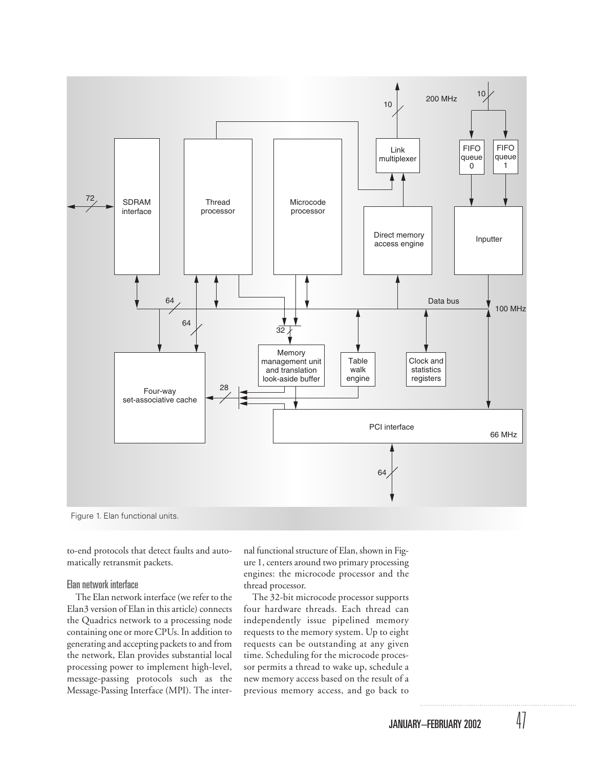Figure 1. Elan functional units.

to-end protocols that detect faults and automatically retransmit packets.

### Elan network interface

The Elan network interface (we refer to the Elan3 version of Elan in this article) connects the Quadrics network to a processing node containing one or more CPUs. In addition to generating and accepting packets to and from the network, Elan provides substantial local processing power to implement high-level, message-passing protocols such as the Message-Passing Interface (MPI). The internal functional structure of Elan, shown in Figure 1, centers around two primary processing engines: the microcode processor and the thread processor.

The 32-bit microcode processor supports four hardware threads. Each thread can independently issue pipelined memory requests to the memory system. Up to eight requests can be outstanding at any given time. Scheduling for the microcode processor permits a thread to wake up, schedule a new memory access based on the result of a previous memory access, and go back to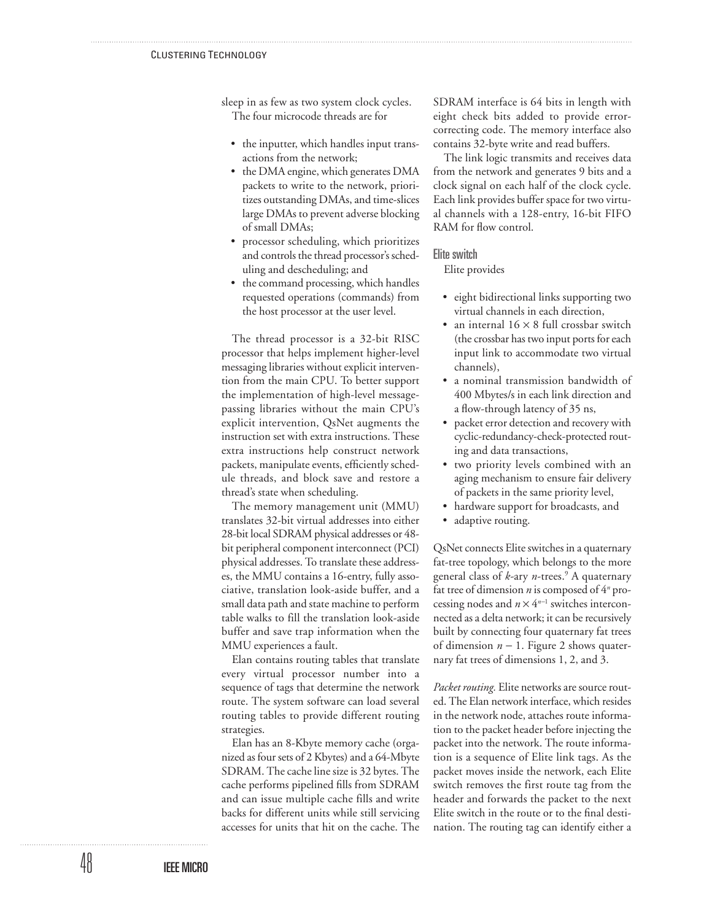sleep in as few as two system clock cycles.

The four microcode threads are for

- the inputter, which handles input transactions from the network;
- the DMA engine, which generates DMA packets to write to the network, prioritizes outstanding DMAs, and time-slices large DMAs to prevent adverse blocking of small DMAs;
- processor scheduling, which prioritizes and controls the thread processor's scheduling and descheduling; and
- the command processing, which handles requested operations (commands) from the host processor at the user level.

The thread processor is a 32-bit RISC processor that helps implement higher-level messaging libraries without explicit intervention from the main CPU. To better support the implementation of high-level message-passing libraries without the main CPU's explicit intervention, QsNet augments the instruction set with extra instructions. These extra instructions help construct network packets, manipulate events, efficiently schedule threads, and block save and restore a thread's state when scheduling.

The memory management unit (MMU) translates 32-bit virtual addresses into either 28-bit local SDRAM physical addresses or 48-bit peripheral component interconnect (PCI) physical addresses. To translate these addresses, the MMU contains a 16-entry, fully associative, translation look-aside buffer, and a small data path and state machine to perform table walks to fill the translation look-aside buffer and save trap information when the MMU experiences a fault.

Elan contains routing tables that translate every virtual processor number into a sequence of tags that determine the network route. The system software can load several routing tables to provide different routing strategies.

Elan has an 8-Kbyte memory cache (organized as four sets of 2 Kbytes) and a 64-Mbyte SDRAM. The cache line size is 32 bytes. The cache performs pipelined fills from SDRAM and can issue multiple cache fills and write backs for different units while still servicing accesses for units that hit on the cache. The SDRAM interface is 64 bits in length with eight check bits added to provide error-correcting code. The memory interface also contains 32-byte write and read buffers.

The link logic transmits and receives data from the network and generates 9 bits and a clock signal on each half of the clock cycle. Each link provides buffer space for two virtual channels with a 128-entry, 16-bit FIFO RAM for flow control.

### Elite switch

Elite provides

- eight bidirectional links supporting two virtual channels in each direction,
- an internal $16 \times 8$ full crossbar switch (the crossbar has two input ports for each input link to accommodate two virtual channels),
- a nominal transmission bandwidth of 400 Mbytes/s in each link direction and a flow-through latency of 35 ns,
- packet error detection and recovery with cyclic-redundancy-check-protected routing and data transactions,
- two priority levels combined with an aging mechanism to ensure fair delivery of packets in the same priority level,
- hardware support for broadcasts, and
- adaptive routing.

QsNet connects Elite switches in a quaternary fat-tree topology, which belongs to the more general class of $k$-ary $n$-trees.[9] A quaternary fat tree of dimension $n$ is composed of $4^n$ processing nodes and $n \times 4^{n-1}$ switches interconnected as a delta network; it can be recursively built by connecting four quaternary fat trees of dimension $n - 1$. Figure 2 shows quaternary fat trees of dimensions 1, 2, and 3.

*Packet routing.* Elite networks are source routed. The Elan network interface, which resides in the network node, attaches route information to the packet header before injecting the packet into the network. The route information is a sequence of Elite link tags. As the packet moves inside the network, each Elite switch removes the first route tag from the header and forwards the packet to the next Elite switch in the route or to the final destination. The routing tag can identify either a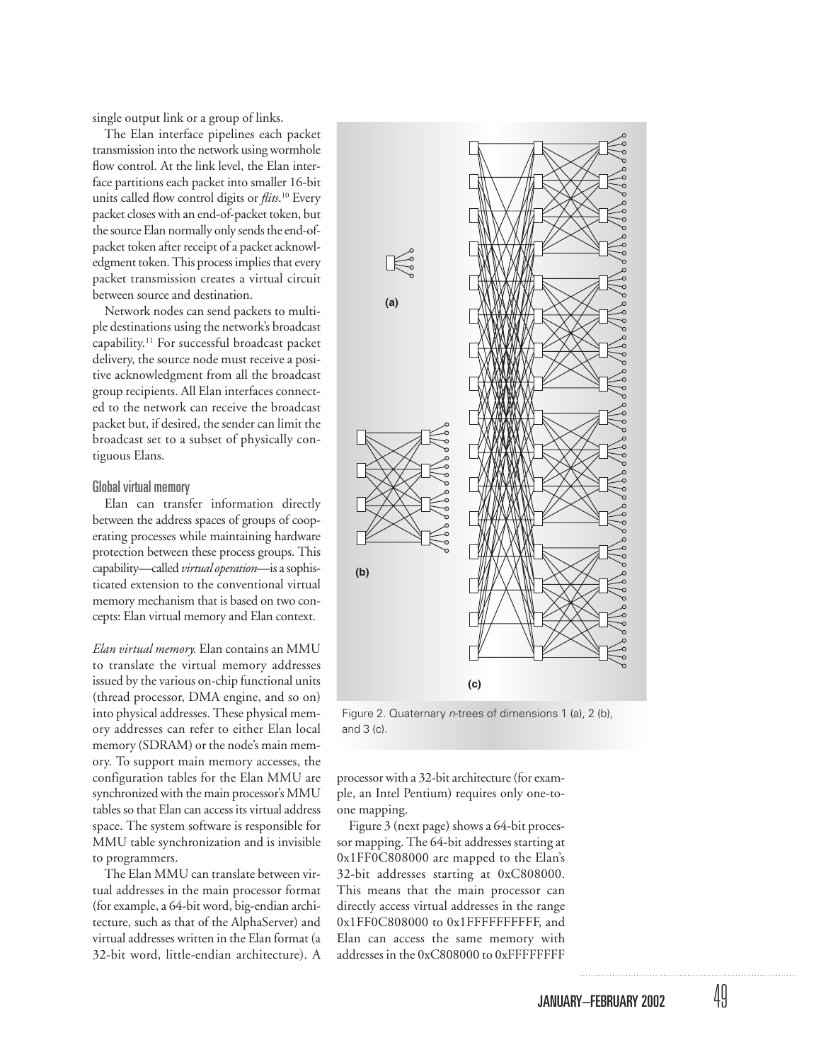single output link or a group of links.

The Elan interface pipelines each packet transmission into the network using wormhole flow control. At the link level, the Elan interface partitions each packet into smaller 16-bit units called flow control digits or *flits*.[10] Every packet closes with an end-of-packet token, but the source Elan normally only sends the end-of-packet token after receipt of a packet acknowledgment token. This process implies that every packet transmission creates a virtual circuit between source and destination.

Network nodes can send packets to multiple destinations using the network's broadcast capability.[11] For successful broadcast packet delivery, the source node must receive a positive acknowledgment from all the broadcast group recipients. All Elan interfaces connected to the network can receive the broadcast packet but, if desired, the sender can limit the broadcast set to a subset of physically contiguous Elans.

## Global virtual memory

Elan can transfer information directly between the address spaces of groups of cooperating processes while maintaining hardware protection between these process groups. This capability—called *virtual operation*—is a sophisticated extension to the conventional virtual memory mechanism that is based on two concepts: Elan virtual memory and Elan context.

*Elan virtual memory.* Elan contains an MMU to translate the virtual memory addresses issued by the various on-chip functional units (thread processor, DMA engine, and so on) into physical addresses. These physical memory addresses can refer to either Elan local memory (SDRAM) or the node's main memory. To support main memory accesses, the configuration tables for the Elan MMU are synchronized with the main processor's MMU tables so that Elan can access its virtual address space. The system software is responsible for MMU table synchronization and is invisible to programmers.

The Elan MMU can translate between virtual addresses in the main processor format (for example, a 64-bit word, big-endian architecture, such as that of the AlphaServer) and virtual addresses written in the Elan format (a 32-bit word, little-endian architecture). A processor with a 32-bit architecture (for example, an Intel Pentium) requires only one-to-one mapping.

Figure 2. Quaternary *n*-trees of dimensions 1 (a), 2 (b), and 3 (c).

Figure 3 (next page) shows a 64-bit processor mapping. The 64-bit addresses starting at 0x1FF0C808000 are mapped to the Elan's 32-bit addresses starting at 0xC808000. This means that the main processor can directly access virtual addresses in the range 0x1FF0C808000 to 0x1FFFFFFFFFF, and Elan can access the same memory with addresses in the 0xC808000 to 0xFFFFFFF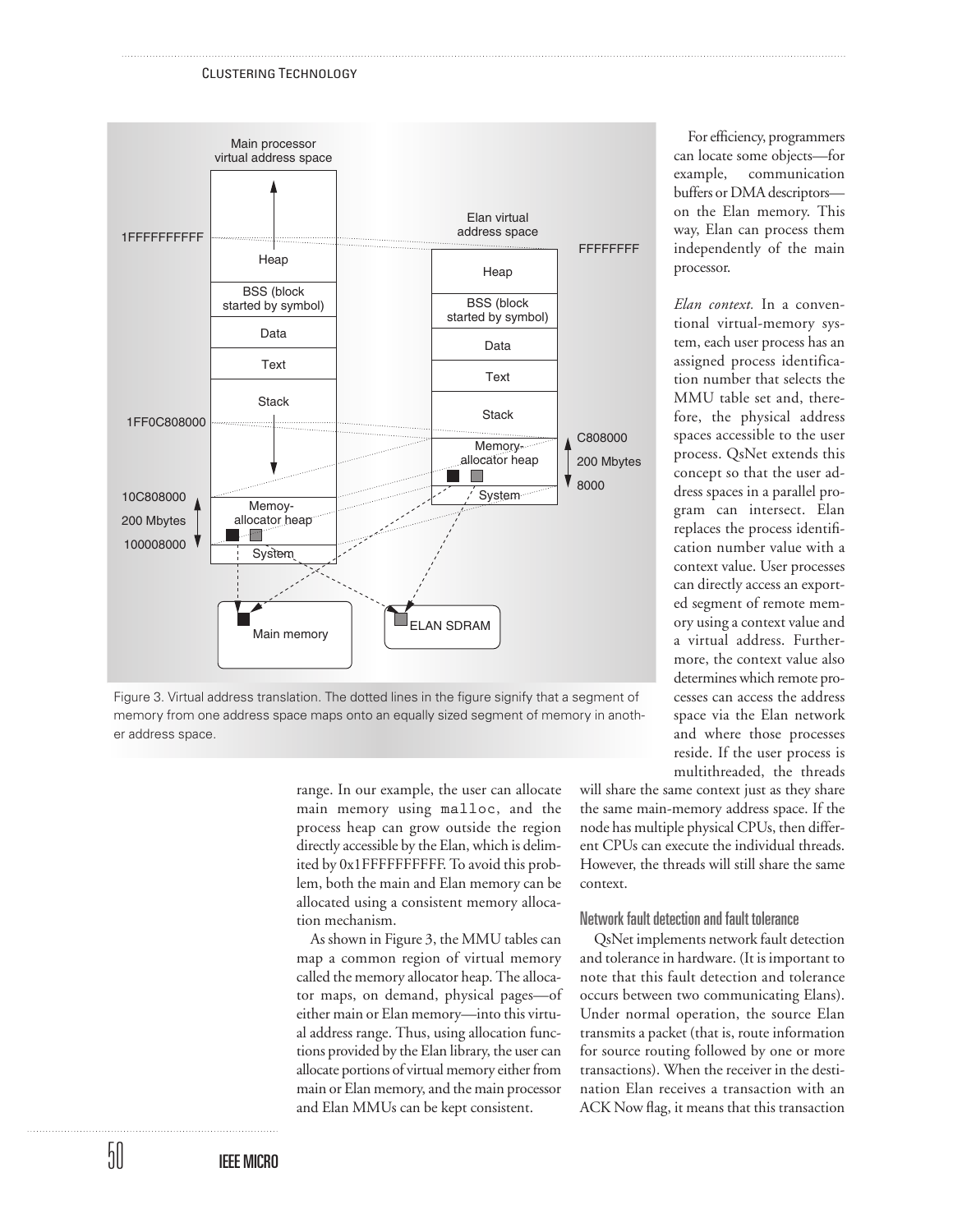Figure 3. Virtual address translation. The dotted lines in the figure signify that a segment of memory from one address space maps onto an equally sized segment of memory in another address space.

range. In our example, the user can allocate main memory using `malloc`, and the process heap can grow outside the region directly accessible by the Elan, which is delimited by 0x1FFFFFFFFFF. To avoid this problem, both the main and Elan memory can be allocated using a consistent memory allocation mechanism.

As shown in Figure 3, the MMU tables can map a common region of virtual memory called the memory allocator heap. The allocator maps, on demand, physical pages—of either main or Elan memory—into this virtual address range. Thus, using allocation functions provided by the Elan library, the user can allocate portions of virtual memory either from main or Elan memory, and the main processor and Elan MMUs can be kept consistent.

For efficiency, programmers can locate some objects—for example, communication buffers or DMA descriptors—on the Elan memory. This way, Elan can process them independently of the main processor.

*Elan context.* In a conventional virtual-memory system, each user process has an assigned process identification number that selects the MMU table set and, therefore, the physical address spaces accessible to the user process. QsNet extends this concept so that the user address spaces in a parallel program can intersect. Elan replaces the process identification number value with a context value. User processes can directly access an exported segment of remote memory using a context value and a virtual address. Furthermore, the context value also determines which remote processes can access the address space via the Elan network and where those processes reside. If the user process is multithreaded, the threads will share the same context just as they share the same main-memory address space. If the node has multiple physical CPUs, then different CPUs can execute the individual threads. However, the threads will still share the same context.

### Network fault detection and fault tolerance

QsNet implements network fault detection and tolerance in hardware. (It is important to note that this fault detection and tolerance occurs between two communicating Elans). Under normal operation, the source Elan transmits a packet (that is, route information for source routing followed by one or more transactions). When the receiver in the destination Elan receives a transaction with an ACK Now flag, it means that this transaction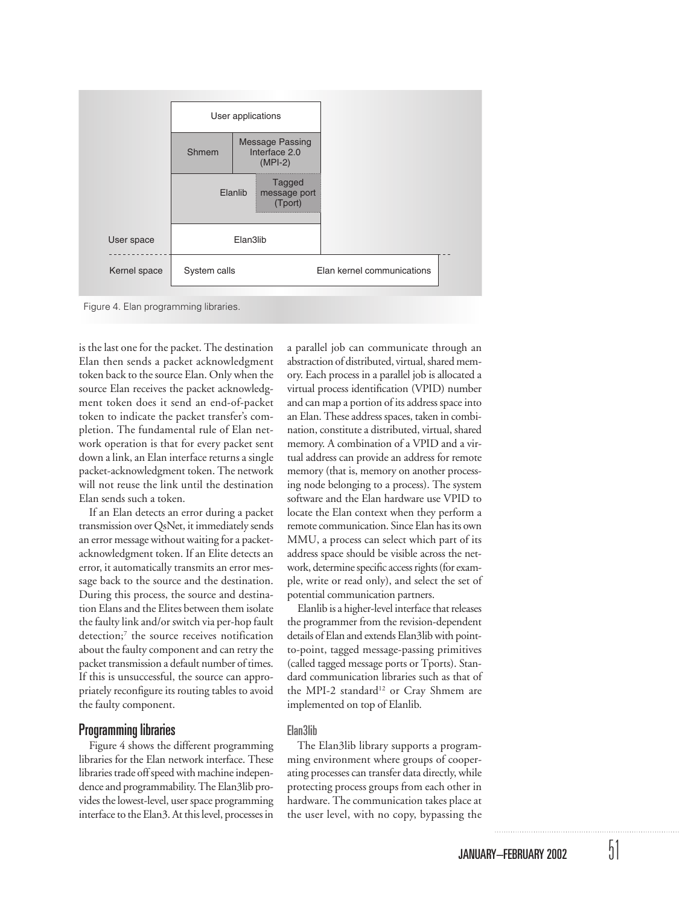Figure 4. Elan programming libraries.

is the last one for the packet. The destination Elan then sends a packet acknowledgment token back to the source Elan. Only when the source Elan receives the packet acknowledgment token does it send an end-of-packet token to indicate the packet transfer's completion. The fundamental rule of Elan network operation is that for every packet sent down a link, an Elan interface returns a single packet-acknowledgment token. The network will not reuse the link until the destination Elan sends such a token.

If an Elan detects an error during a packet transmission over QsNet, it immediately sends an error message without waiting for a packet-acknowledgment token. If an Elite detects an error, it automatically transmits an error message back to the source and the destination. During this process, the source and destination Elans and the Elites between them isolate the faulty link and/or switch via per-hop fault detection;[7] the source receives notification about the faulty component and can retry the packet transmission a default number of times. If this is unsuccessful, the source can appropriately reconfigure its routing tables to avoid the faulty component.

## Programming libraries

Figure 4 shows the different programming libraries for the Elan network interface. These libraries trade off speed with machine independence and programmability. The Elan3lib provides the lowest-level, user space programming interface to the Elan3. At this level, processes in a parallel job can communicate through an abstraction of distributed, virtual, shared memory. Each process in a parallel job is allocated a virtual process identification (VPID) number and can map a portion of its address space into an Elan. These address spaces, taken in combination, constitute a distributed, virtual, shared memory. A combination of a VPID and a virtual address can provide an address for remote memory (that is, memory on another processing node belonging to a process). The system software and the Elan hardware use VPID to locate the Elan context when they perform a remote communication. Since Elan has its own MMU, a process can select which part of its address space should be visible across the network, determine specific access rights (for example, write or read only), and select the set of potential communication partners.

Elanlib is a higher-level interface that releases the programmer from the revision-dependent details of Elan and extends Elan3lib with point-to-point, tagged message-passing primitives (called tagged message ports or Tports). Standard communication libraries such as that of the MPI-2 standard[12] or Cray Shmem are implemented on top of Elanlib.

### Elan3lib

The Elan3lib library supports a programming environment where groups of cooperating processes can transfer data directly, while protecting process groups from each other in hardware. The communication takes place at the user level, with no copy, bypassing the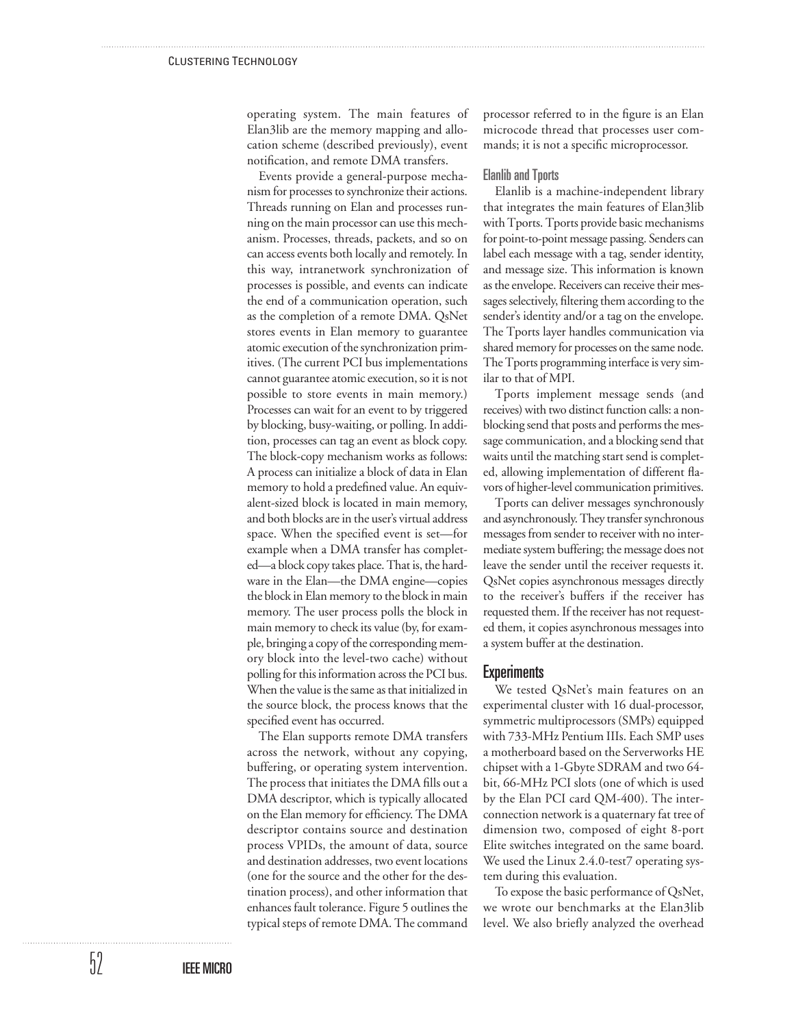operating system. The main features of Elan3lib are the memory mapping and allocation scheme (described previously), event notification, and remote DMA transfers.

Events provide a general-purpose mechanism for processes to synchronize their actions. Threads running on Elan and processes running on the main processor can use this mechanism. Processes, threads, packets, and so on can access events both locally and remotely. In this way, intranetwork synchronization of processes is possible, and events can indicate the end of a communication operation, such as the completion of a remote DMA. QsNet stores events in Elan memory to guarantee atomic execution of the synchronization primitives. (The current PCI bus implementations cannot guarantee atomic execution, so it is not possible to store events in main memory.) Processes can wait for an event to by triggered by blocking, busy-waiting, or polling. In addition, processes can tag an event as block copy. The block-copy mechanism works as follows: A process can initialize a block of data in Elan memory to hold a predefined value. An equivalent-sized block is located in main memory, and both blocks are in the user's virtual address space. When the specified event is set—for example when a DMA transfer has completed—a block copy takes place. That is, the hardware in the Elan—the DMA engine—copies the block in Elan memory to the block in main memory. The user process polls the block in main memory to check its value (by, for example, bringing a copy of the corresponding memory block into the level-two cache) without polling for this information across the PCI bus. When the value is the same as that initialized in the source block, the process knows that the specified event has occurred.

The Elan supports remote DMA transfers across the network, without any copying, buffering, or operating system intervention. The process that initiates the DMA fills out a DMA descriptor, which is typically allocated on the Elan memory for efficiency. The DMA descriptor contains source and destination process VPIDs, the amount of data, source and destination addresses, two event locations (one for the source and the other for the destination process), and other information that enhances fault tolerance. Figure 5 outlines the typical steps of remote DMA. The command processor referred to in the figure is an Elan microcode thread that processes user commands; it is not a specific microprocessor.

### Elanlib and Tports

Elanlib is a machine-independent library that integrates the main features of Elan3lib with Tports. Tports provide basic mechanisms for point-to-point message passing. Senders can label each message with a tag, sender identity, and message size. This information is known as the envelope. Receivers can receive their messages selectively, filtering them according to the sender's identity and/or a tag on the envelope. The Tports layer handles communication via shared memory for processes on the same node. The Tports programming interface is very similar to that of MPI.

Tports implement message sends (and receives) with two distinct function calls: a nonblocking send that posts and performs the message communication, and a blocking send that waits until the matching start send is completed, allowing implementation of different flavors of higher-level communication primitives.

Tports can deliver messages synchronously and asynchronously. They transfer synchronous messages from sender to receiver with no intermediate system buffering; the message does not leave the sender until the receiver requests it. QsNet copies asynchronous messages directly to the receiver's buffers if the receiver has requested them. If the receiver has not requested them, it copies asynchronous messages into a system buffer at the destination.

## Experiments

We tested QsNet's main features on an experimental cluster with 16 dual-processor, symmetric multiprocessors (SMPs) equipped with 733-MHz Pentium IIIs. Each SMP uses a motherboard based on the Serverworks HE chipset with a 1-Gbyte SDRAM and two 64-bit, 66-MHz PCI slots (one of which is used by the Elan PCI card QM-400). The interconnection network is a quaternary fat tree of dimension two, composed of eight 8-port Elite switches integrated on the same board. We used the Linux 2.4.0-test7 operating system during this evaluation.

To expose the basic performance of QsNet, we wrote our benchmarks at the Elan3lib level. We also briefly analyzed the overhead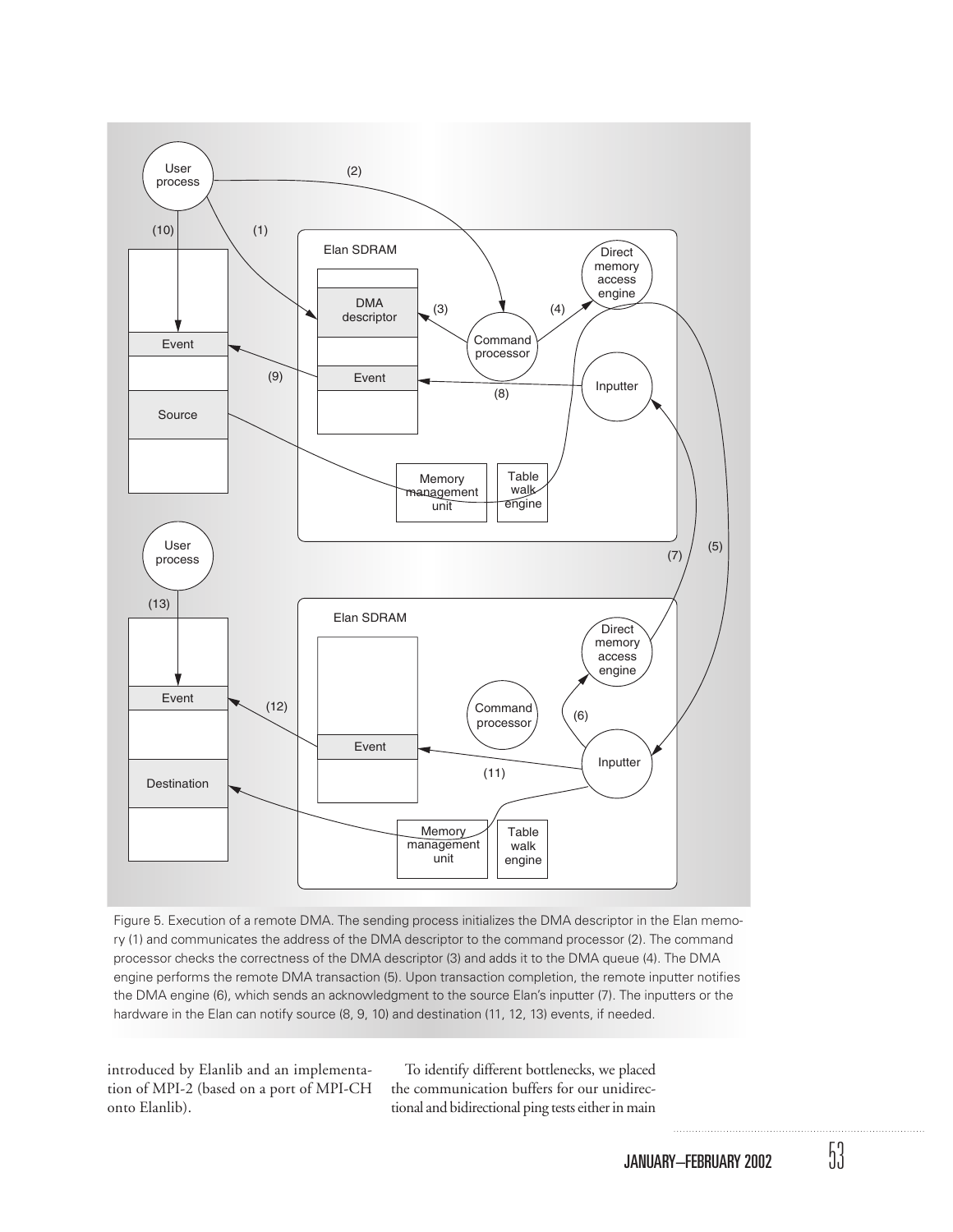Figure 5. Execution of a remote DMA. The sending process initializes the DMA descriptor in the Elan memory (1) and communicates the address of the DMA descriptor to the command processor (2). The command processor checks the correctness of the DMA descriptor (3) and adds it to the DMA queue (4). The DMA engine performs the remote DMA transaction (5). Upon transaction completion, the remote inputter notifies the DMA engine (6), which sends an acknowledgment to the source Elan's inputter (7). The inputters or the hardware in the Elan can notify source (8, 9, 10) and destination (11, 12, 13) events, if needed.

introduced by Elanlib and an implementation of MPI-2 (based on a port of MPI-CH onto Elanlib).

To identify different bottlenecks, we placed the communication buffers for our unidirectional and bidirectional ping tests either in main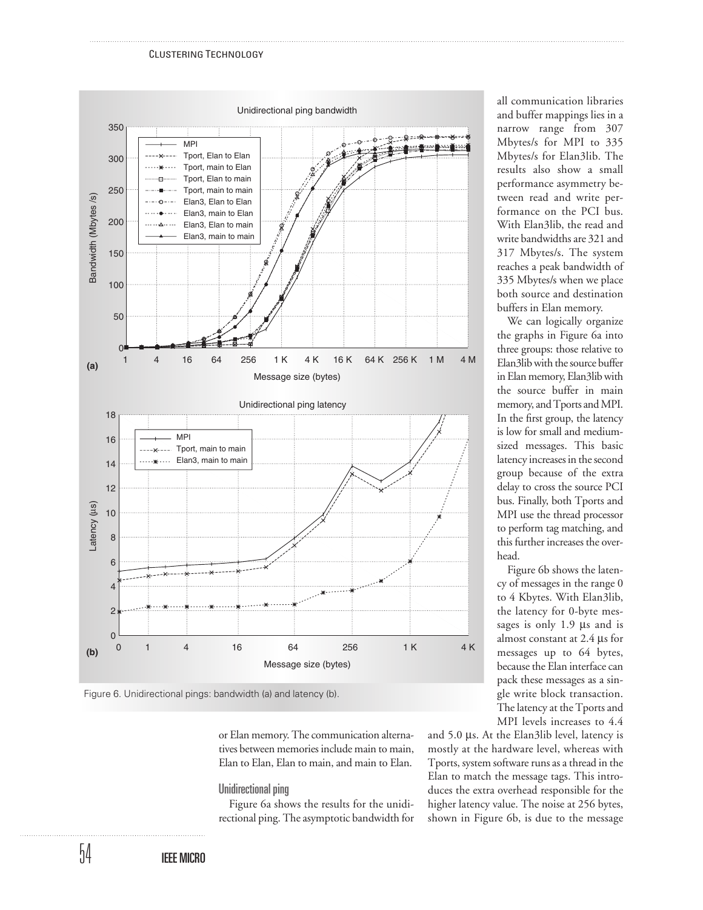Figure 6. Unidirectional pings: bandwidth (a) and latency (b).

or Elan memory. The communication alternatives between memories include main to main, Elan to Elan, Elan to main, and main to Elan.

### Unidirectional ping

Figure 6a shows the results for the unidirectional ping. The asymptotic bandwidth for all communication libraries and buffer mappings lies in a narrow range from 307 Mbytes/s for MPI to 335 Mbytes/s for Elan3lib. The results also show a small performance asymmetry between read and write performance on the PCI bus. With Elan3lib, the read and write bandwidths are 321 and 317 Mbytes/s. The system reaches a peak bandwidth of 335 Mbytes/s when we place both source and destination buffers in Elan memory.

We can logically organize the graphs in Figure 6a into three groups: those relative to Elan3lib with the source buffer in Elan memory, Elan3lib with the source buffer in main memory, and Tports and MPI. In the first group, the latency is low for small and medium-sized messages. This basic latency increases in the second group because of the extra delay to cross the source PCI bus. Finally, both Tports and MPI use the thread processor to perform tag matching, and this further increases the overhead.

Figure 6b shows the latency of messages in the range 0 to 4 Kbytes. With Elan3lib, the latency for 0-byte messages is only 1.9 µs and is almost constant at 2.4 µs for messages up to 64 bytes, because the Elan interface can pack these messages as a single write block transaction. The latency at the Tports and MPI levels increases to 4.4 and 5.0 µs. At the Elan3lib level, latency is mostly at the hardware level, whereas with Tports, system software runs as a thread in the Elan to match the message tags. This introduces the extra overhead responsible for the higher latency value. The noise at 256 bytes, shown in Figure 6b, is due to the message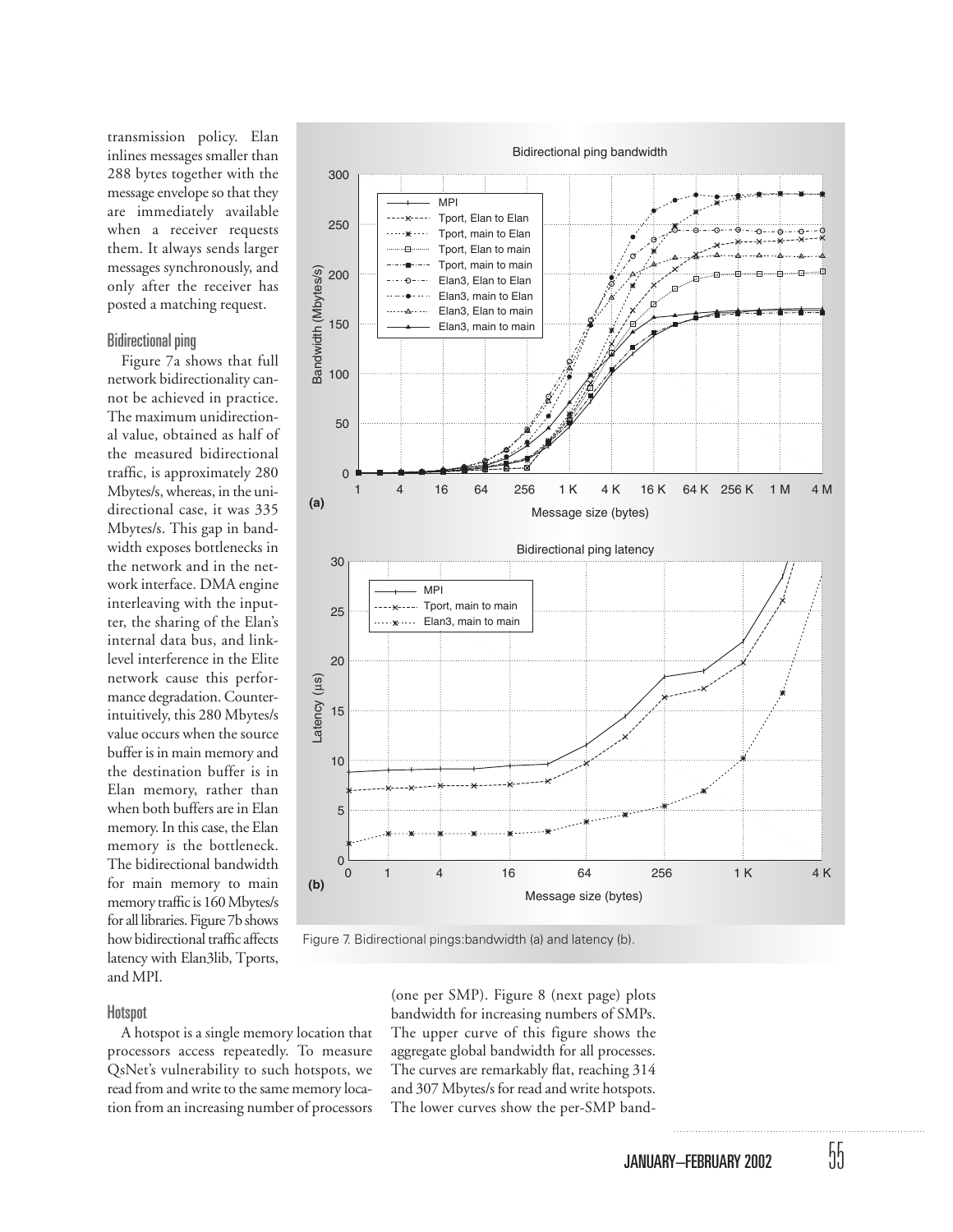transmission policy. Elan inlines messages smaller than 288 bytes together with the message envelope so that they are immediately available when a receiver requests them. It always sends larger messages synchronously, and only after the receiver has posted a matching request.

### Bidirectional ping

Figure 7a shows that full network bidirectionality cannot be achieved in practice. The maximum unidirectional value, obtained as half of the measured bidirectional traffic, is approximately 280 Mbytes/s, whereas, in the unidirectional case, it was 335 Mbytes/s. This gap in bandwidth exposes bottlenecks in the network and in the network interface. DMA engine interleaving with the inputter, the sharing of the Elan's internal data bus, and link-level interference in the Elite network cause this performance degradation. Counterintuitively, this 280 Mbytes/s value occurs when the source buffer is in main memory and the destination buffer is in Elan memory, rather than when both buffers are in Elan memory. In this case, the Elan memory is the bottleneck. The bidirectional bandwidth for main memory to main memory traffic is 160 Mbytes/s for all libraries. Figure 7b shows how bidirectional traffic affects latency with Elan3lib, Tports, and MPI.

Figure 7. Bidirectional pings:bandwidth (a) and latency (b).

### Hotspot

A hotspot is a single memory location that processors access repeatedly. To measure QsNet's vulnerability to such hotspots, we read from and write to the same memory location from an increasing number of processors (one per SMP). Figure 8 (next page) plots bandwidth for increasing numbers of SMPs. The upper curve of this figure shows the aggregate global bandwidth for all processes. The curves are remarkably flat, reaching 314 and 307 Mbytes/s for read and write hotspots. The lower curves show the per-SMP band-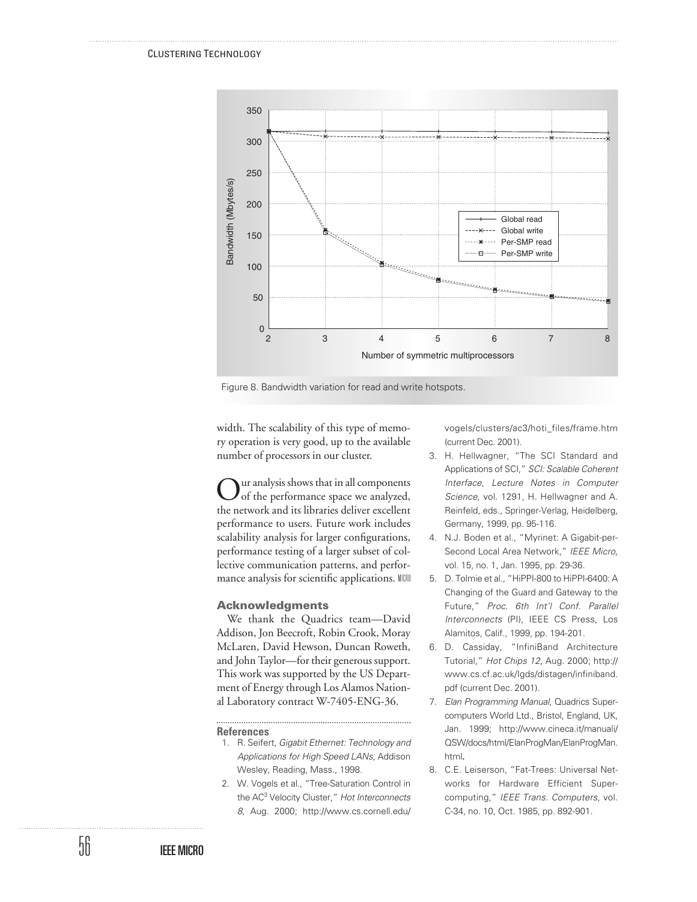Figure 8. Bandwidth variation for read and write hotspots.

width. The scalability of this type of memory operation is very good, up to the available number of processors in our cluster.

Our analysis shows that in all components of the performance space we analyzed, the network and its libraries deliver excellent performance to users. Future work includes scalability analysis for larger configurations, performance testing of a larger subset of collective communication patterns, and performance analysis for scientific applications.

## Acknowledgments

We thank the Quadrics team—David Addison, Jon Beecroft, Robin Crook, Moray McLaren, David Hewson, Duncan Roweth, and John Taylor—for their generous support. This work was supported by the US Department of Energy through Los Alamos National Laboratory contract W-7405-ENG-36.

## References

1. R. Seifert, *Gigabit Ethernet: Technology and Applications for High Speed LANs*, Addison Wesley, Reading, Mass., 1998.
2. W. Vogels et al., "Tree-Saturation Control in the AC[3] Velocity Cluster," *Hot Interconnects 8*, Aug. 2000; http://www.cs.cornell.edu/vogels/clusters/ac3/hoti_files/frame.htm (current Dec. 2001).
3. H. Hellwagner, "The SCI Standard and Applications of SCI," *SCI: Scalable Coherent Interface*, *Lecture Notes in Computer Science*, vol. 1291, H. Hellwagner and A. Reinfeld, eds., Springer-Verlag, Heidelberg, Germany, 1999, pp. 95-116.
4. N.J. Boden et al., "Myrinet: A Gigabit-per-Second Local Area Network," *IEEE Micro*, vol. 15, no. 1, Jan. 1995, pp. 29-36.
5. D. Tolmie et al., "HiPPI-800 to HiPPI-6400: A Changing of the Guard and Gateway to the Future," *Proc. 6th Int'l Conf. Parallel Interconnects* (PI), IEEE CS Press, Los Alamitos, Calif., 1999, pp. 194-201.
6. D. Cassiday, "InfiniBand Architecture Tutorial," *Hot Chips 12*, Aug. 2000; http://www.cs.cf.ac.uk/lgds/distagen/infiniband.pdf (current Dec. 2001).
7. *Elan Programming Manual,* Quadrics Supercomputers World Ltd., Bristol, England, UK, Jan. 1999; http://www.cineca.it/manuali/QSW/docs/html/ElanProgMan/ElanProgMan.html.
8. C.E. Leiserson, "Fat-Trees: Universal Networks for Hardware Efficient Supercomputing," *IEEE Trans. Computers,* vol. C-34, no. 10, Oct. 1985, pp. 892-901.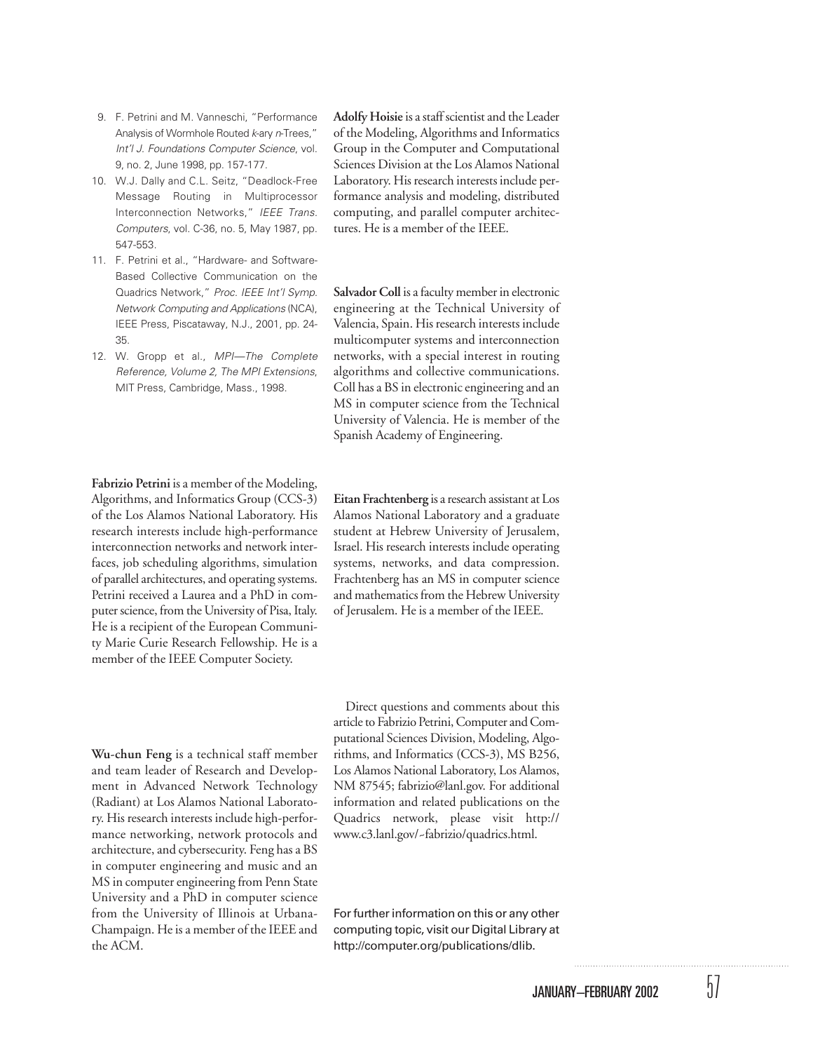9. F. Petrini and M. Vanneschi, "Performance Analysis of Wormhole Routed *k*-ary *n*-Trees," *Int'l J. Foundations Computer Science*, vol. 9, no. 2, June 1998, pp. 157-177.
10. W.J. Dally and C.L. Seitz, "Deadlock-Free Message Routing in Multiprocessor Interconnection Networks," *IEEE Trans. Computers*, vol. C-36, no. 5, May 1987, pp. 547-553.
11. F. Petrini et al., "Hardware- and Software-Based Collective Communication on the Quadrics Network," *Proc. IEEE Int'l Symp. Network Computing and Applications* (NCA), IEEE Press, Piscataway, N.J., 2001, pp. 24-35.
12. W. Gropp et al., *MPI—The Complete Reference, Volume 2, The MPI Extensions*, MIT Press, Cambridge, Mass., 1998.

**Fabrizio Petrini** is a member of the Modeling, Algorithms, and Informatics Group (CCS-3) of the Los Alamos National Laboratory. His research interests include high-performance interconnection networks and network interfaces, job scheduling algorithms, simulation of parallel architectures, and operating systems. Petrini received a Laurea and a PhD in computer science, from the University of Pisa, Italy. He is a recipient of the European Community Marie Curie Research Fellowship. He is a member of the IEEE Computer Society.

**Wu-chun Feng** is a technical staff member and team leader of Research and Development in Advanced Network Technology (Radiant) at Los Alamos National Laboratory. His research interests include high-performance networking, network protocols and architecture, and cybersecurity. Feng has a BS in computer engineering and music and an MS in computer engineering from Penn State University and a PhD in computer science from the University of Illinois at Urbana-Champaign. He is a member of the IEEE and the ACM.

**Adolfy Hoisie** is a staff scientist and the Leader of the Modeling, Algorithms and Informatics Group in the Computer and Computational Sciences Division at the Los Alamos National Laboratory. His research interests include performance analysis and modeling, distributed computing, and parallel computer architectures. He is a member of the IEEE.

**Salvador Coll** is a faculty member in electronic engineering at the Technical University of Valencia, Spain. His research interests include multicomputer systems and interconnection networks, with a special interest in routing algorithms and collective communications. Coll has a BS in electronic engineering and an MS in computer science from the Technical University of Valencia. He is member of the Spanish Academy of Engineering.

**Eitan Frachtenberg** is a research assistant at Los Alamos National Laboratory and a graduate student at Hebrew University of Jerusalem, Israel. His research interests include operating systems, networks, and data compression. Frachtenberg has an MS in computer science and mathematics from the Hebrew University of Jerusalem. He is a member of the IEEE.

Direct questions and comments about this article to Fabrizio Petrini, Computer and Computational Sciences Division, Modeling, Algorithms, and Informatics (CCS-3), MS B256, Los Alamos National Laboratory, Los Alamos, NM 87545; fabrizio@lanl.gov. For additional information and related publications on the Quadrics network, please visit http://www.c3.lanl.gov/~fabrizio/quadrics.html.

For further information on this or any other computing topic, visit our Digital Library at http://computer.org/publications/dlib.